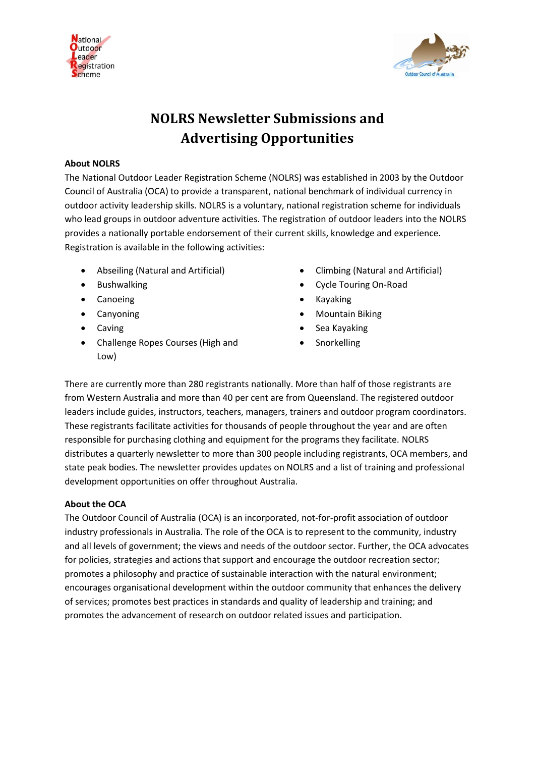# NOLRS Newsletter Submissions and Advertising Opportunities

**About NOLRS**

The National Outdoor Leader Registration Scheme (NOLRS) was established in 2003 by the Outdoor Council of Australia (OCA) to provide a transparent, national benchmark of individual currency in outdoor activity leadership skills. NOLRS is a voluntary, national registration scheme for individuals who lead groups in outdoor adventure activities. The registration of outdoor leaders into the NOLRS provides a nationally portable endorsement of their current skills, knowledge and experience. Registration is available in the following activities:

- Abseiling (Natural and Artificial)
- Bushwalking
- Canoeing
- Canyoning
- Caving
- Challenge Ropes Courses (High and Low)
- Climbing (Natural and Artificial)
- Cycle Touring On-Road
- Kayaking
- Mountain Biking
- Sea Kayaking
- Snorkelling

There are currently more than 280 registrants nationally. More than half of those registrants are from Western Australia and more than 40 per cent are from Queensland. The registered outdoor leaders include guides, instructors, teachers, managers, trainers and outdoor program coordinators. These registrants facilitate activities for thousands of people throughout the year and are often responsible for purchasing clothing and equipment for the programs they facilitate. NOLRS distributes a quarterly newsletter to more than 300 people including registrants, OCA members, and state peak bodies. The newsletter provides updates on NOLRS and a list of training and professional development opportunities on offer throughout Australia.

**About the OCA**

The Outdoor Council of Australia (OCA) is an incorporated, not-for-profit association of outdoor industry professionals in Australia. The role of the OCA is to represent to the community, industry and all levels of government; the views and needs of the outdoor sector. Further, the OCA advocates for policies, strategies and actions that support and encourage the outdoor recreation sector; promotes a philosophy and practice of sustainable interaction with the natural environment; encourages organisational development within the outdoor community that enhances the delivery of services; promotes best practices in standards and quality of leadership and training; and promotes the advancement of research on outdoor related issues and participation.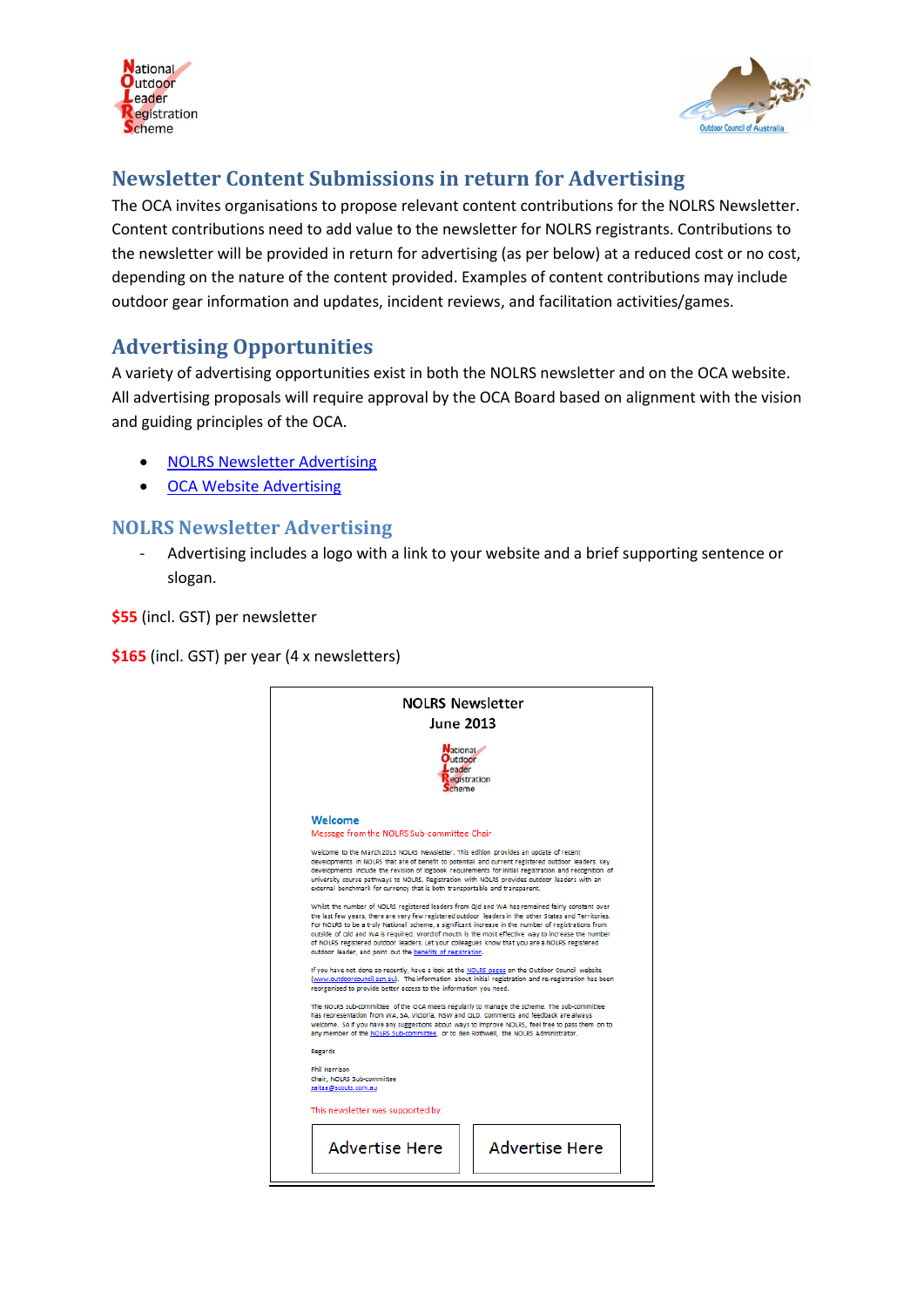## Newsletter Content Submissions in return for Advertising

The OCA invites organisations to propose relevant content contributions for the NOLRS Newsletter. Content contributions need to add value to the newsletter for NOLRS registrants. Contributions to the newsletter will be provided in return for advertising (as per below) at a reduced cost or no cost, depending on the nature of the content provided. Examples of content contributions may include outdoor gear information and updates, incident reviews, and facilitation activities/games.

## Advertising Opportunities

A variety of advertising opportunities exist in both the NOLRS newsletter and on the OCA website. All advertising proposals will require approval by the OCA Board based on alignment with the vision and guiding principles of the OCA.

- NOLRS Newsletter Advertising
- OCA Website Advertising

### NOLRS Newsletter Advertising

- Advertising includes a logo with a link to your website and a brief supporting sentence or slogan.

**$55** (incl. GST) per newsletter

**$165** (incl. GST) per year (4 x newsletters)

NOLRS Newsletter
June 2013

National Outdoor Leader Registration Scheme

**Welcome**

Message from the NOLRS Sub-committee Chair

Welcome to the March 2013 NOLRS Newsletter. This edition provides an update of recent developments in NOLRS that are of benefit to potential and current registered outdoor leaders. Key developments include the revision of logbook requirements for initial registration and recognition of university course pathways to NOLRS. Registration with NOLRS provides outdoor leaders with an external benchmark for currency that is both transportable and transparent.

Whilst the number of NOLRS registered leaders from Qld and WA has remained fairly constant over the last few years, there are very few registered outdoor leaders in the other States and Territories. For NOLRS to be a truly National scheme, a significant increase in the number of registrations from outside of Qld and WA is required. Word of mouth is the most effective way to increase the number of NOLRS registered outdoor leaders. Let your colleagues know that you are a NOLRS registered outdoor leader, and point out the benefits of registration.

If you have not done so recently, have a look at the NOLRS pages on the Outdoor Council website (www.outdoorcouncil.asn.au). The information about initial registration and re-registration has been reorganized to provide better access to the information you need.

The NOLRS sub-committee of the OCA meets regularly to manage the scheme. The sub-committee has representation from WA, SA, Victoria, NSW and QLD. Comments and feedback are always welcome. So if you have any suggestions about ways to improve NOLRS, feel free to pass them on to any member of the NOLRS Sub-committee, or to Ben Rothwell, the NOLRS Administrator.

Regards

Phil Harrison
Chair, NOLRS Sub-committee
saitas@scouts.com.au

This newsletter was supported by:

| | |
|---|---|
| Advertise Here | Advertise Here |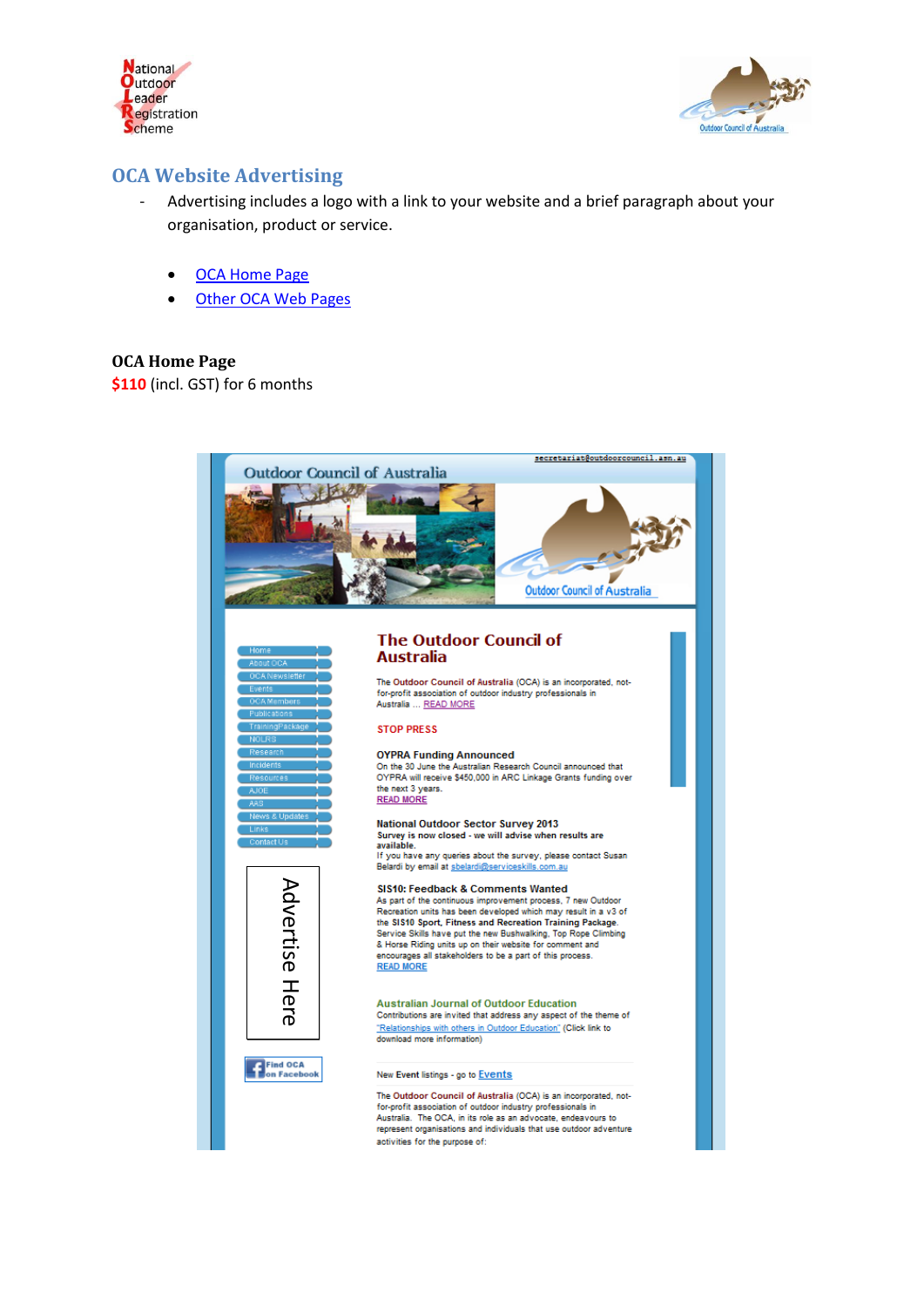## OCA Website Advertising

- Advertising includes a logo with a link to your website and a brief paragraph about your organisation, product or service.

  - OCA Home Page
  - Other OCA Web Pages

**OCA Home Page**

**$110** (incl. GST) for 6 months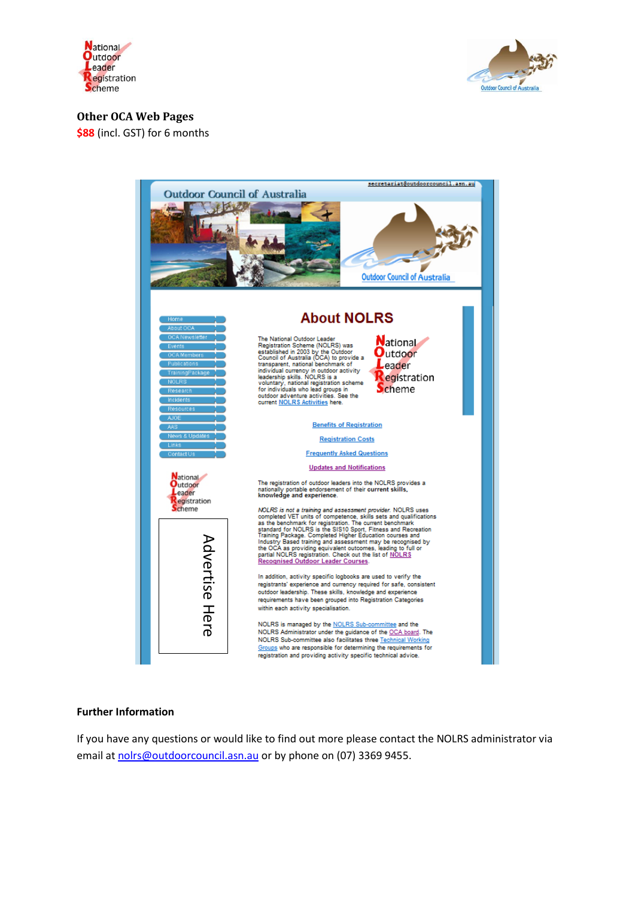### Other OCA Web Pages

**$88** (incl. GST) for 6 months

**Further Information**

If you have any questions or would like to find out more please contact the NOLRS administrator via email at nolrs@outdoorcouncil.asn.au or by phone on (07) 3369 9455.